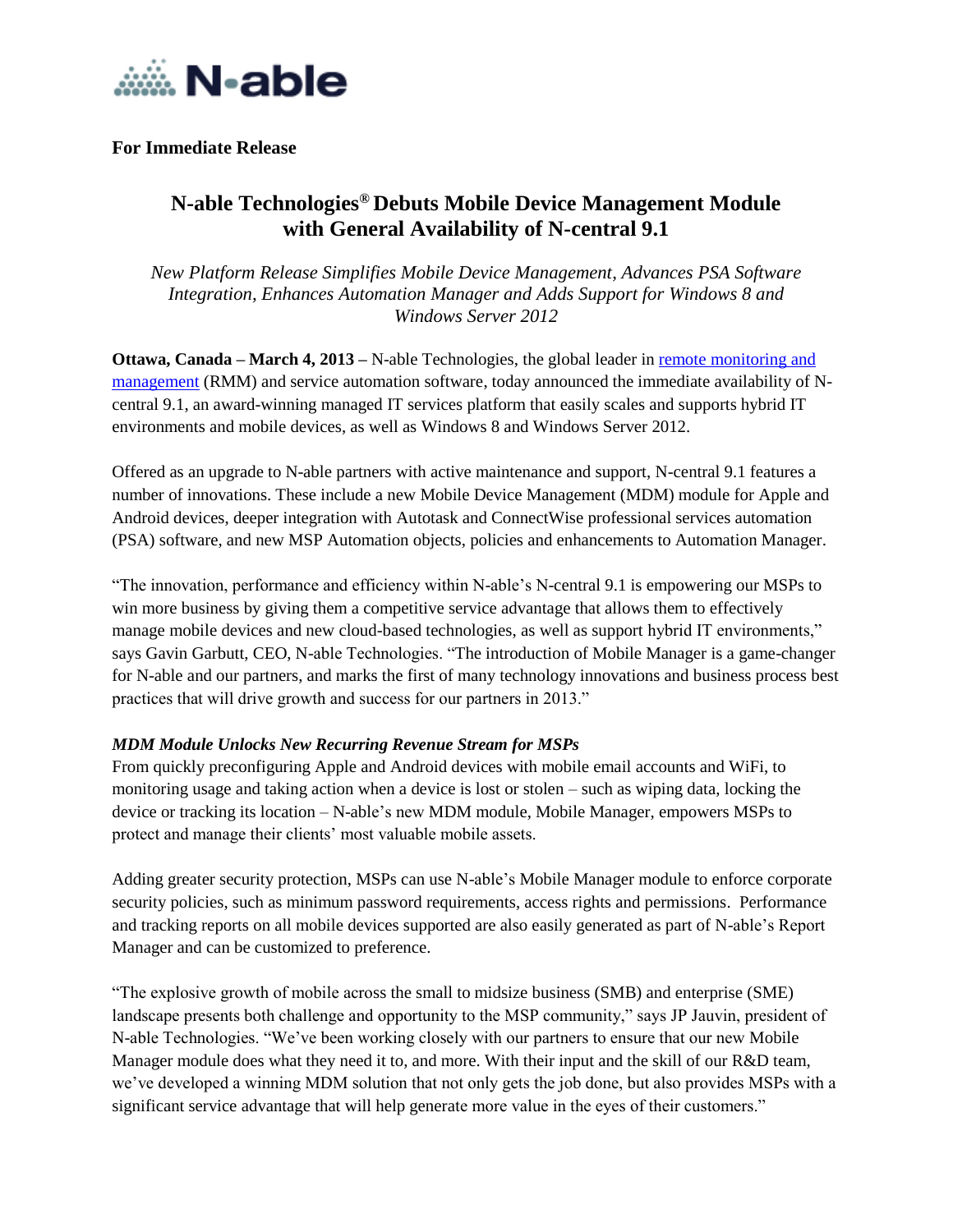**For Immediate Release**

# N-able Technologies® Debuts Mobile Device Management Module with General Availability of N-central 9.1

*New Platform Release Simplifies Mobile Device Management, Advances PSA Software Integration, Enhances Automation Manager and Adds Support for Windows 8 and Windows Server 2012*

**Ottawa, Canada – March 4, 2013 –** N-able Technologies, the global leader in remote monitoring and management (RMM) and service automation software, today announced the immediate availability of N-central 9.1, an award-winning managed IT services platform that easily scales and supports hybrid IT environments and mobile devices, as well as Windows 8 and Windows Server 2012.

Offered as an upgrade to N-able partners with active maintenance and support, N-central 9.1 features a number of innovations. These include a new Mobile Device Management (MDM) module for Apple and Android devices, deeper integration with Autotask and ConnectWise professional services automation (PSA) software, and new MSP Automation objects, policies and enhancements to Automation Manager.

"The innovation, performance and efficiency within N-able's N-central 9.1 is empowering our MSPs to win more business by giving them a competitive service advantage that allows them to effectively manage mobile devices and new cloud-based technologies, as well as support hybrid IT environments," says Gavin Garbutt, CEO, N-able Technologies. "The introduction of Mobile Manager is a game-changer for N-able and our partners, and marks the first of many technology innovations and business process best practices that will drive growth and success for our partners in 2013."

***MDM Module Unlocks New Recurring Revenue Stream for MSPs***

From quickly preconfiguring Apple and Android devices with mobile email accounts and WiFi, to monitoring usage and taking action when a device is lost or stolen – such as wiping data, locking the device or tracking its location – N-able's new MDM module, Mobile Manager, empowers MSPs to protect and manage their clients' most valuable mobile assets.

Adding greater security protection, MSPs can use N-able's Mobile Manager module to enforce corporate security policies, such as minimum password requirements, access rights and permissions. Performance and tracking reports on all mobile devices supported are also easily generated as part of N-able's Report Manager and can be customized to preference.

"The explosive growth of mobile across the small to midsize business (SMB) and enterprise (SME) landscape presents both challenge and opportunity to the MSP community," says JP Jauvin, president of N-able Technologies. "We've been working closely with our partners to ensure that our new Mobile Manager module does what they need it to, and more. With their input and the skill of our R&D team, we've developed a winning MDM solution that not only gets the job done, but also provides MSPs with a significant service advantage that will help generate more value in the eyes of their customers."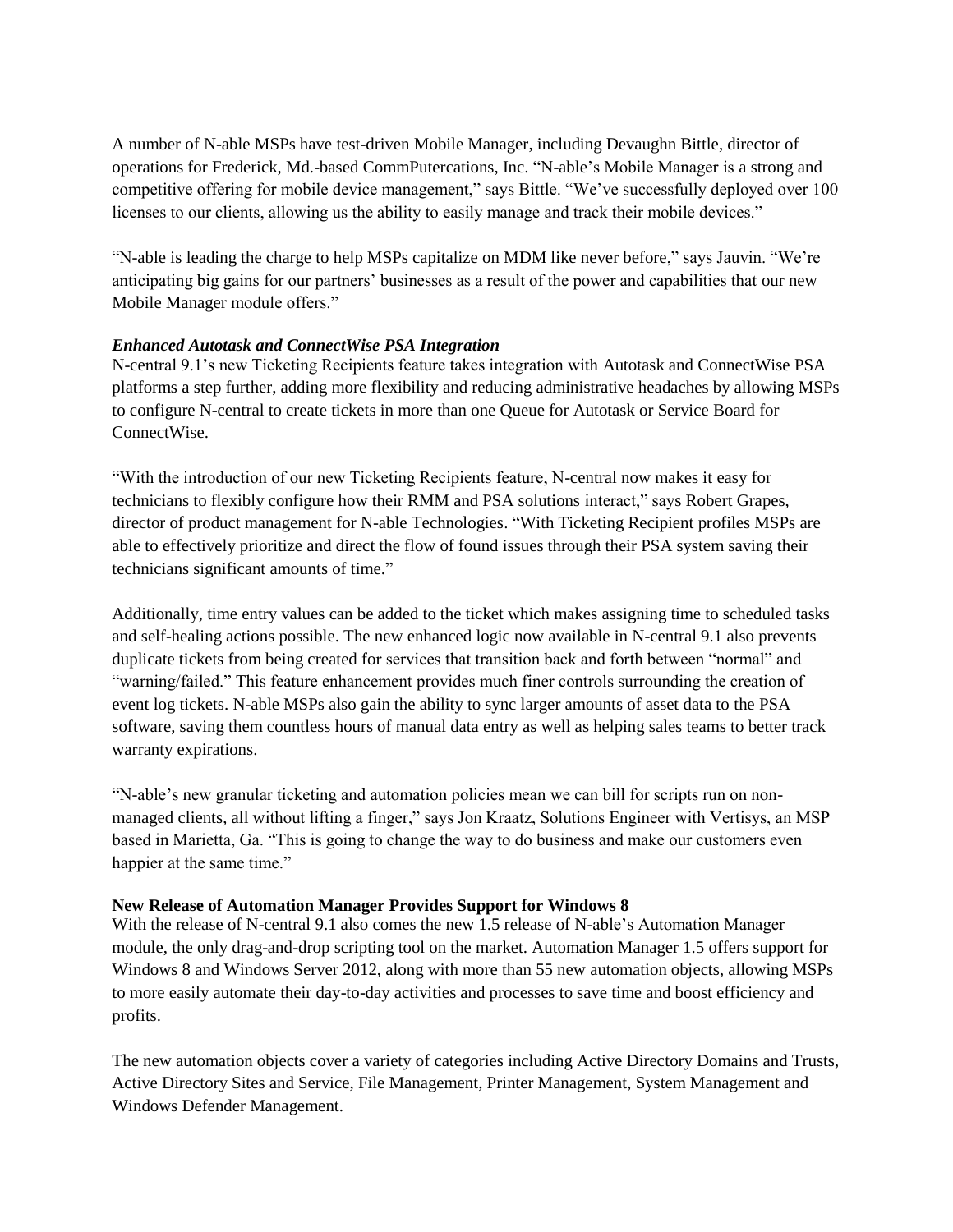A number of N-able MSPs have test-driven Mobile Manager, including Devaughn Bittle, director of operations for Frederick, Md.-based CommPutercations, Inc. "N-able's Mobile Manager is a strong and competitive offering for mobile device management," says Bittle. "We've successfully deployed over 100 licenses to our clients, allowing us the ability to easily manage and track their mobile devices."

"N-able is leading the charge to help MSPs capitalize on MDM like never before," says Jauvin. "We're anticipating big gains for our partners' businesses as a result of the power and capabilities that our new Mobile Manager module offers."

***Enhanced Autotask and ConnectWise PSA Integration***

N-central 9.1's new Ticketing Recipients feature takes integration with Autotask and ConnectWise PSA platforms a step further, adding more flexibility and reducing administrative headaches by allowing MSPs to configure N-central to create tickets in more than one Queue for Autotask or Service Board for ConnectWise.

"With the introduction of our new Ticketing Recipients feature, N-central now makes it easy for technicians to flexibly configure how their RMM and PSA solutions interact," says Robert Grapes, director of product management for N-able Technologies. "With Ticketing Recipient profiles MSPs are able to effectively prioritize and direct the flow of found issues through their PSA system saving their technicians significant amounts of time."

Additionally, time entry values can be added to the ticket which makes assigning time to scheduled tasks and self-healing actions possible. The new enhanced logic now available in N-central 9.1 also prevents duplicate tickets from being created for services that transition back and forth between "normal" and "warning/failed." This feature enhancement provides much finer controls surrounding the creation of event log tickets. N-able MSPs also gain the ability to sync larger amounts of asset data to the PSA software, saving them countless hours of manual data entry as well as helping sales teams to better track warranty expirations.

"N-able's new granular ticketing and automation policies mean we can bill for scripts run on non-managed clients, all without lifting a finger," says Jon Kraatz, Solutions Engineer with Vertisys, an MSP based in Marietta, Ga. "This is going to change the way to do business and make our customers even happier at the same time."

**New Release of Automation Manager Provides Support for Windows 8**

With the release of N-central 9.1 also comes the new 1.5 release of N-able's Automation Manager module, the only drag-and-drop scripting tool on the market. Automation Manager 1.5 offers support for Windows 8 and Windows Server 2012, along with more than 55 new automation objects, allowing MSPs to more easily automate their day-to-day activities and processes to save time and boost efficiency and profits.

The new automation objects cover a variety of categories including Active Directory Domains and Trusts, Active Directory Sites and Service, File Management, Printer Management, System Management and Windows Defender Management.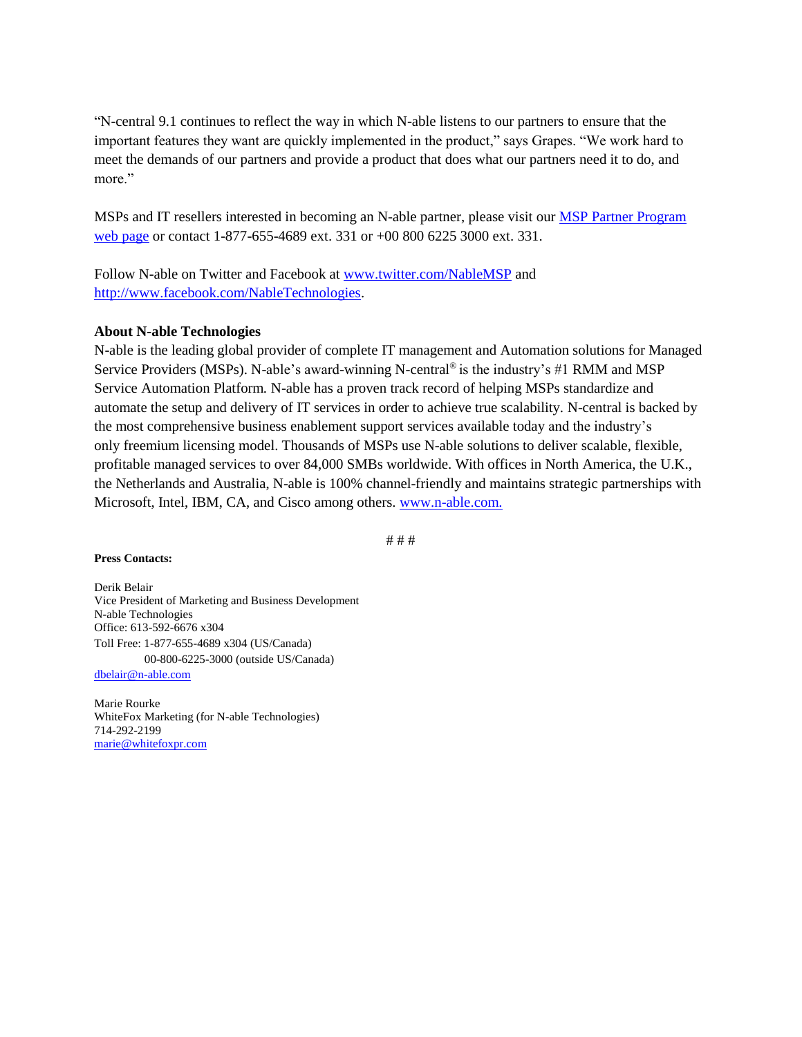"N-central 9.1 continues to reflect the way in which N-able listens to our partners to ensure that the important features they want are quickly implemented in the product," says Grapes. "We work hard to meet the demands of our partners and provide a product that does what our partners need it to do, and more."

MSPs and IT resellers interested in becoming an N-able partner, please visit our [MSP Partner Program web page]() or contact 1-877-655-4689 ext. 331 or +00 800 6225 3000 ext. 331.

Follow N-able on Twitter and Facebook at [www.twitter.com/NableMSP](www.twitter.com/NableMSP) and [http://www.facebook.com/NableTechnologies](http://www.facebook.com/NableTechnologies).

**About N-able Technologies**

N-able is the leading global provider of complete IT management and Automation solutions for Managed Service Providers (MSPs). N-able's award-winning N-central® is the industry's #1 RMM and MSP Service Automation Platform. N-able has a proven track record of helping MSPs standardize and automate the setup and delivery of IT services in order to achieve true scalability. N-central is backed by the most comprehensive business enablement support services available today and the industry's only freemium licensing model. Thousands of MSPs use N-able solutions to deliver scalable, flexible, profitable managed services to over 84,000 SMBs worldwide. With offices in North America, the U.K., the Netherlands and Australia, N-able is 100% channel-friendly and maintains strategic partnerships with Microsoft, Intel, IBM, CA, and Cisco among others. [www.n-able.com.](www.n-able.com)

# # #

**Press Contacts:**

Derik Belair
Vice President of Marketing and Business Development
N-able Technologies
Office: 613-592-6676 x304
Toll Free: 1-877-655-4689 x304 (US/Canada)
00-800-6225-3000 (outside US/Canada)
[dbelair@n-able.com](mailto:dbelair@n-able.com)

Marie Rourke
WhiteFox Marketing (for N-able Technologies)
714-292-2199
[marie@whitefoxpr.com](mailto:marie@whitefoxpr.com)